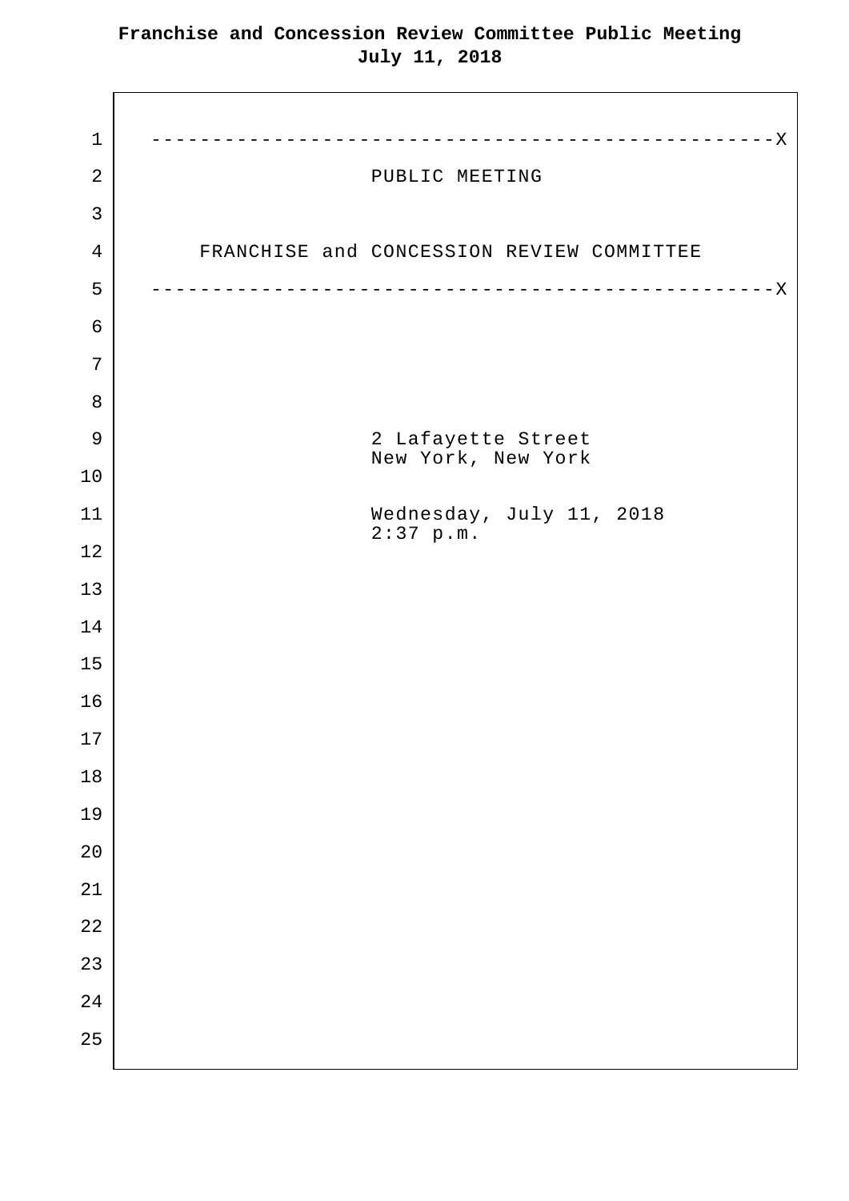# PUBLIC MEETING

## FRANCHISE and CONCESSION REVIEW COMMITTEE

2 Lafayette Street
New York, New York

Wednesday, July 11, 2018
2:37 p.m.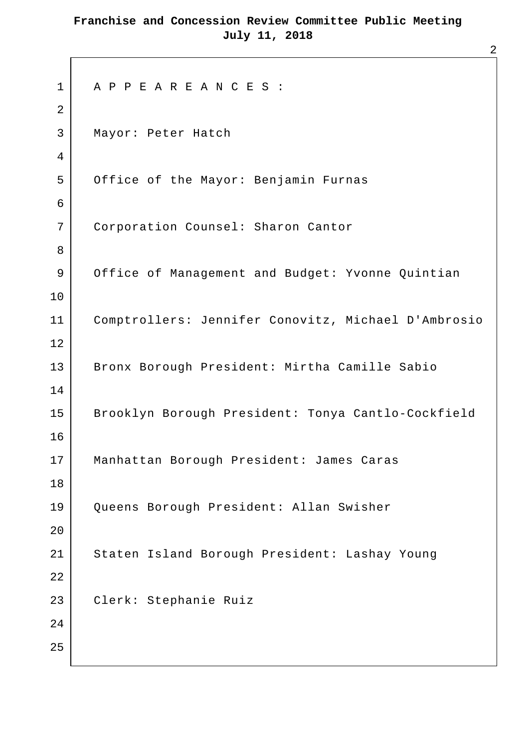A P P E A R E A N C E S :

Mayor: Peter Hatch

Office of the Mayor: Benjamin Furnas

Corporation Counsel: Sharon Cantor

Office of Management and Budget: Yvonne Quintian

Comptrollers: Jennifer Conovitz, Michael D'Ambrosio

Bronx Borough President: Mirtha Camille Sabio

Brooklyn Borough President: Tonya Cantlo-Cockfield

Manhattan Borough President: James Caras

Queens Borough President: Allan Swisher

Staten Island Borough President: Lashay Young

Clerk: Stephanie Ruiz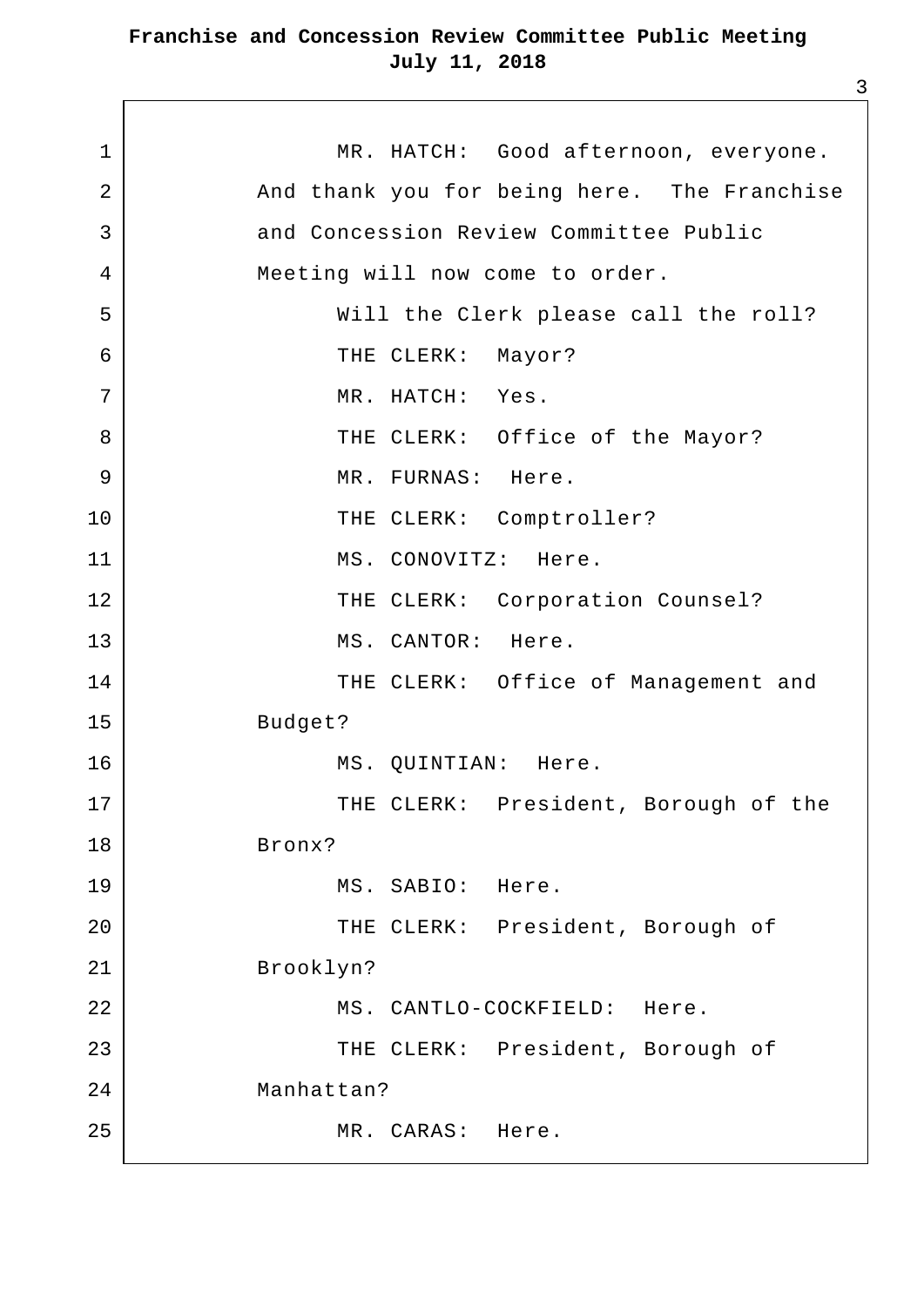MR. HATCH: Good afternoon, everyone. And thank you for being here. The Franchise and Concession Review Committee Public Meeting will now come to order.

Will the Clerk please call the roll?

THE CLERK: Mayor?

MR. HATCH: Yes.

THE CLERK: Office of the Mayor?

MR. FURNAS: Here.

THE CLERK: Comptroller?

MS. CONOVITZ: Here.

THE CLERK: Corporation Counsel?

MS. CANTOR: Here.

THE CLERK: Office of Management and Budget?

MS. QUINTIAN: Here.

THE CLERK: President, Borough of the Bronx?

MS. SABIO: Here.

THE CLERK: President, Borough of Brooklyn?

MS. CANTLO-COCKFIELD: Here.

THE CLERK: President, Borough of Manhattan?

MR. CARAS: Here.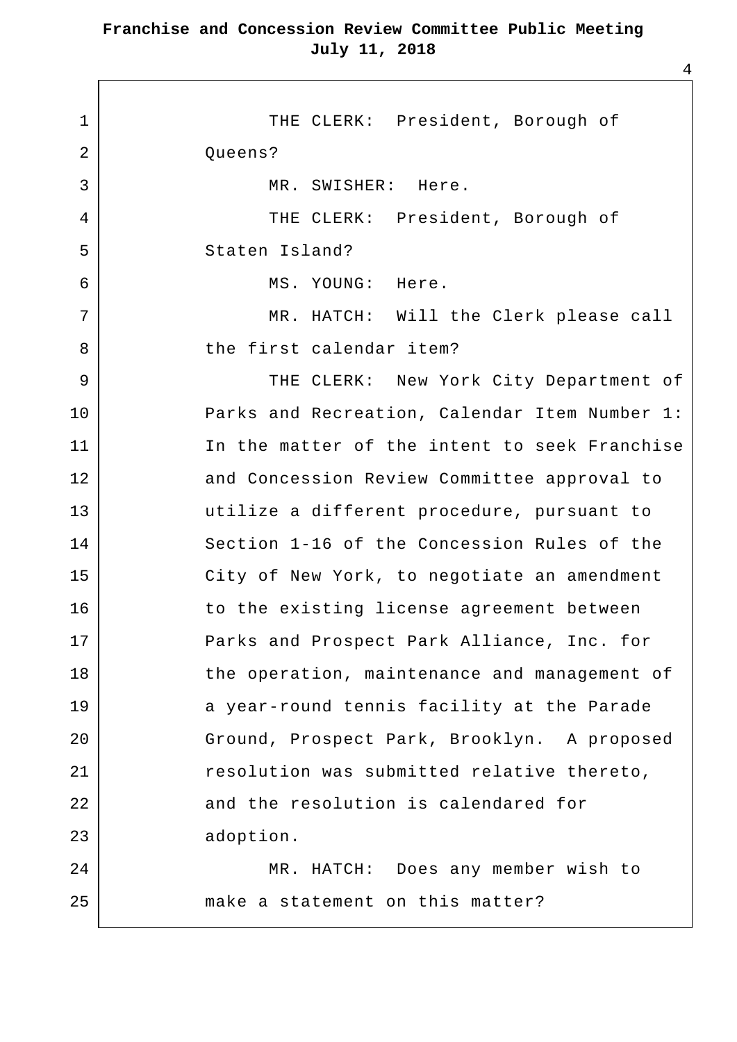THE CLERK: President, Borough of Queens?

MR. SWISHER: Here.

THE CLERK: President, Borough of Staten Island?

MS. YOUNG: Here.

MR. HATCH: Will the Clerk please call the first calendar item?

THE CLERK: New York City Department of Parks and Recreation, Calendar Item Number 1: In the matter of the intent to seek Franchise and Concession Review Committee approval to utilize a different procedure, pursuant to Section 1-16 of the Concession Rules of the City of New York, to negotiate an amendment to the existing license agreement between Parks and Prospect Park Alliance, Inc. for the operation, maintenance and management of a year-round tennis facility at the Parade Ground, Prospect Park, Brooklyn. A proposed resolution was submitted relative thereto, and the resolution is calendared for adoption.

MR. HATCH: Does any member wish to make a statement on this matter?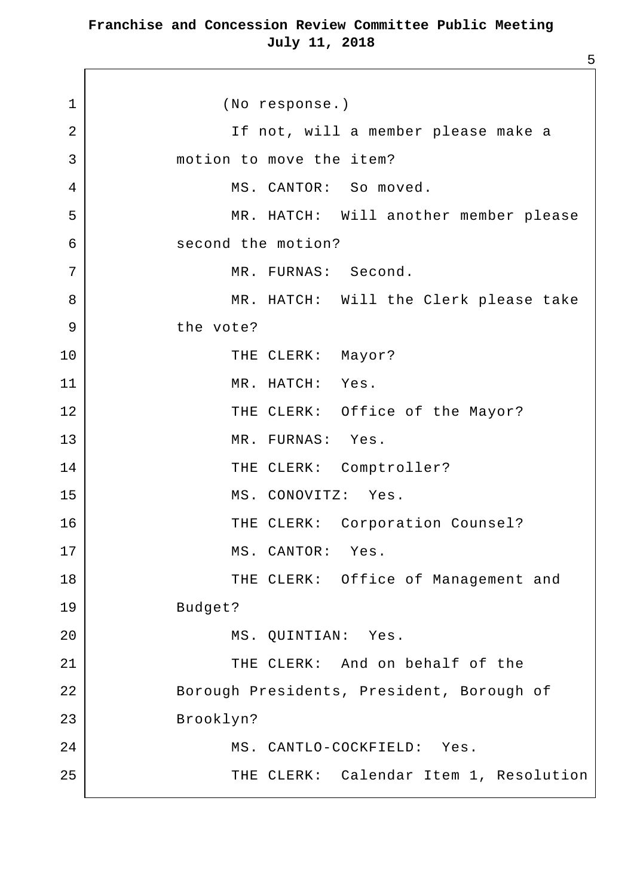(No response.)

If not, will a member please make a motion to move the item?

MS. CANTOR: So moved.

MR. HATCH: Will another member please second the motion?

MR. FURNAS: Second.

MR. HATCH: Will the Clerk please take the vote?

THE CLERK: Mayor?

MR. HATCH: Yes.

THE CLERK: Office of the Mayor?

MR. FURNAS: Yes.

THE CLERK: Comptroller?

MS. CONOVITZ: Yes.

THE CLERK: Corporation Counsel?

MS. CANTOR: Yes.

THE CLERK: Office of Management and Budget?

MS. QUINTIAN: Yes.

THE CLERK: And on behalf of the Borough Presidents, President, Borough of Brooklyn?

MS. CANTLO-COCKFIELD: Yes.

THE CLERK: Calendar Item 1, Resolution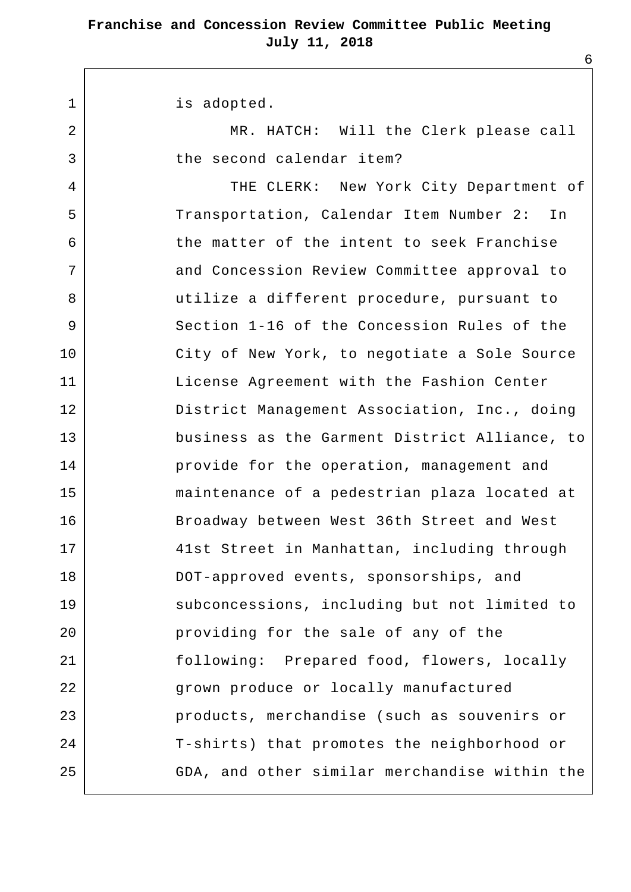is adopted.

MR. HATCH: Will the Clerk please call the second calendar item?

THE CLERK: New York City Department of Transportation, Calendar Item Number 2: In the matter of the intent to seek Franchise and Concession Review Committee approval to utilize a different procedure, pursuant to Section 1-16 of the Concession Rules of the City of New York, to negotiate a Sole Source License Agreement with the Fashion Center District Management Association, Inc., doing business as the Garment District Alliance, to provide for the operation, management and maintenance of a pedestrian plaza located at Broadway between West 36th Street and West 41st Street in Manhattan, including through DOT-approved events, sponsorships, and subconcessions, including but not limited to providing for the sale of any of the following: Prepared food, flowers, locally grown produce or locally manufactured products, merchandise (such as souvenirs or T-shirts) that promotes the neighborhood or GDA, and other similar merchandise within the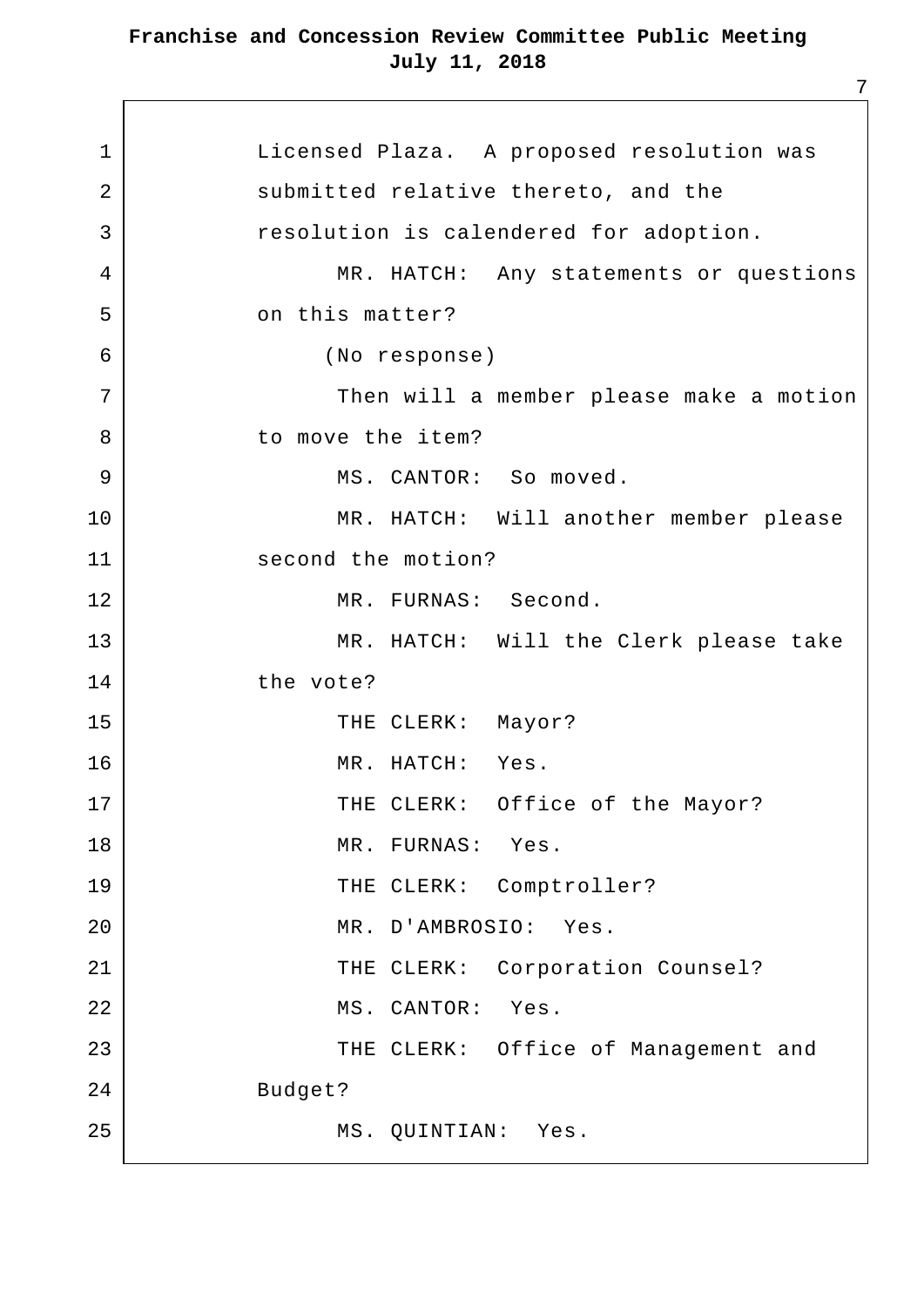Licensed Plaza. A proposed resolution was submitted relative thereto, and the resolution is calendered for adoption.

MR. HATCH: Any statements or questions on this matter?

(No response)

Then will a member please make a motion to move the item?

MS. CANTOR: So moved.

MR. HATCH: Will another member please second the motion?

MR. FURNAS: Second.

MR. HATCH: Will the Clerk please take the vote?

THE CLERK: Mayor?

MR. HATCH: Yes.

THE CLERK: Office of the Mayor?

MR. FURNAS: Yes.

THE CLERK: Comptroller?

MR. D'AMBROSIO: Yes.

THE CLERK: Corporation Counsel?

MS. CANTOR: Yes.

THE CLERK: Office of Management and Budget?

MS. QUINTIAN: Yes.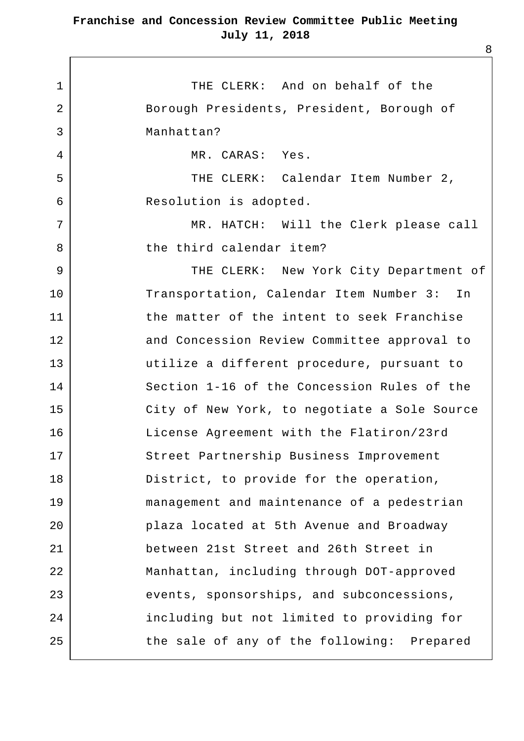THE CLERK: And on behalf of the Borough Presidents, President, Borough of Manhattan?

MR. CARAS: Yes.

THE CLERK: Calendar Item Number 2, Resolution is adopted.

MR. HATCH: Will the Clerk please call the third calendar item?

THE CLERK: New York City Department of Transportation, Calendar Item Number 3: In the matter of the intent to seek Franchise and Concession Review Committee approval to utilize a different procedure, pursuant to Section 1-16 of the Concession Rules of the City of New York, to negotiate a Sole Source License Agreement with the Flatiron/23rd Street Partnership Business Improvement District, to provide for the operation, management and maintenance of a pedestrian plaza located at 5th Avenue and Broadway between 21st Street and 26th Street in Manhattan, including through DOT-approved events, sponsorships, and subconcessions, including but not limited to providing for the sale of any of the following: Prepared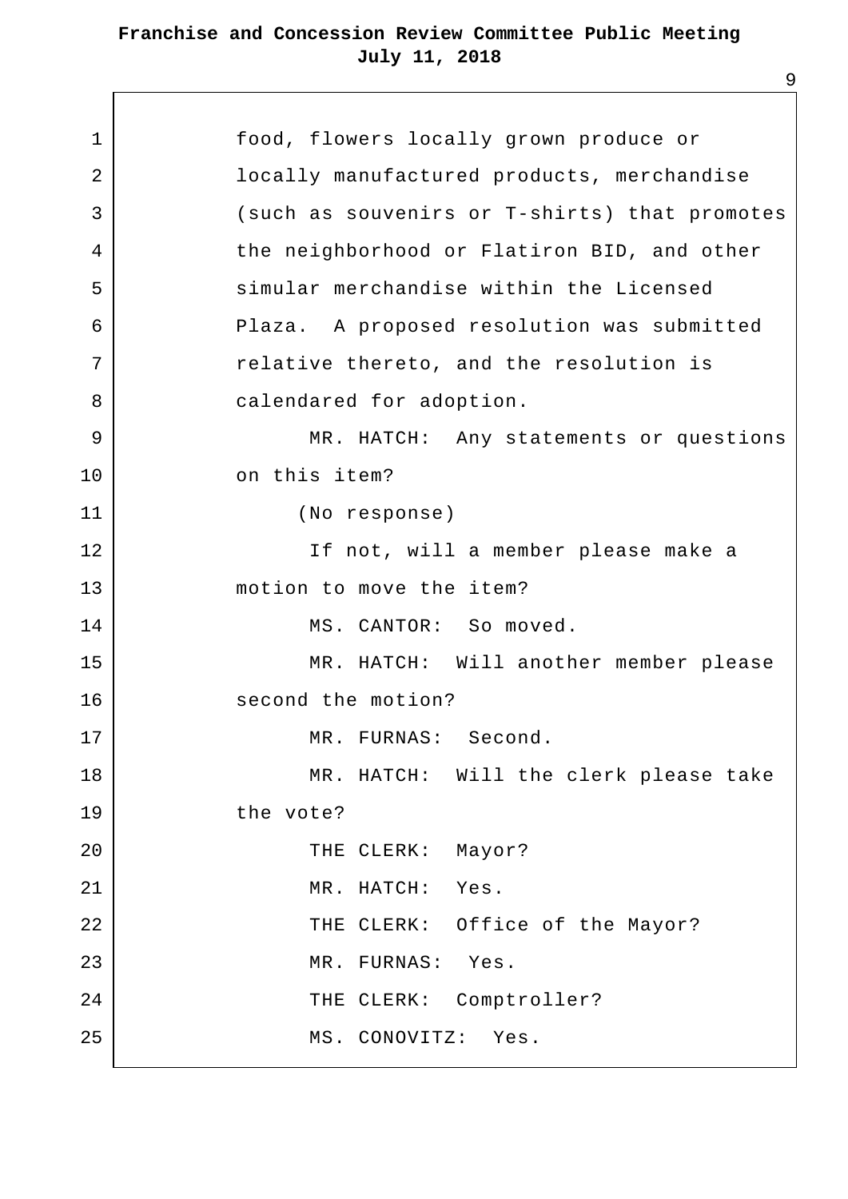food, flowers locally grown produce or locally manufactured products, merchandise (such as souvenirs or T-shirts) that promotes the neighborhood or Flatiron BID, and other simular merchandise within the Licensed Plaza. A proposed resolution was submitted relative thereto, and the resolution is calendared for adoption.

MR. HATCH: Any statements or questions on this item?

(No response)

If not, will a member please make a motion to move the item?

MS. CANTOR: So moved.

MR. HATCH: Will another member please second the motion?

MR. FURNAS: Second.

MR. HATCH: Will the clerk please take the vote?

THE CLERK: Mayor?

MR. HATCH: Yes.

THE CLERK: Office of the Mayor?

MR. FURNAS: Yes.

THE CLERK: Comptroller?

MS. CONOVITZ: Yes.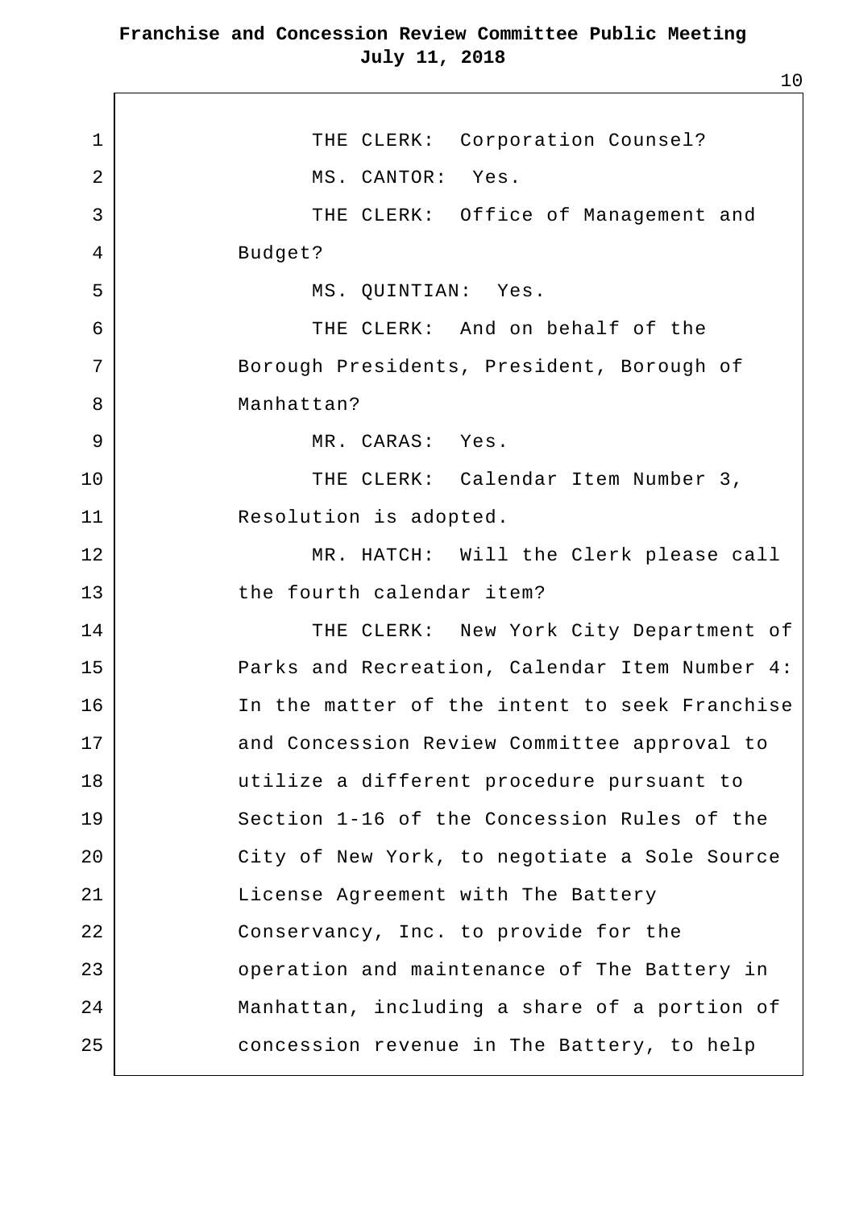THE CLERK: Corporation Counsel?

MS. CANTOR: Yes.

THE CLERK: Office of Management and Budget?

MS. QUINTIAN: Yes.

THE CLERK: And on behalf of the Borough Presidents, President, Borough of Manhattan?

MR. CARAS: Yes.

THE CLERK: Calendar Item Number 3, Resolution is adopted.

MR. HATCH: Will the Clerk please call the fourth calendar item?

THE CLERK: New York City Department of Parks and Recreation, Calendar Item Number 4: In the matter of the intent to seek Franchise and Concession Review Committee approval to utilize a different procedure pursuant to Section 1-16 of the Concession Rules of the City of New York, to negotiate a Sole Source License Agreement with The Battery Conservancy, Inc. to provide for the operation and maintenance of The Battery in Manhattan, including a share of a portion of concession revenue in The Battery, to help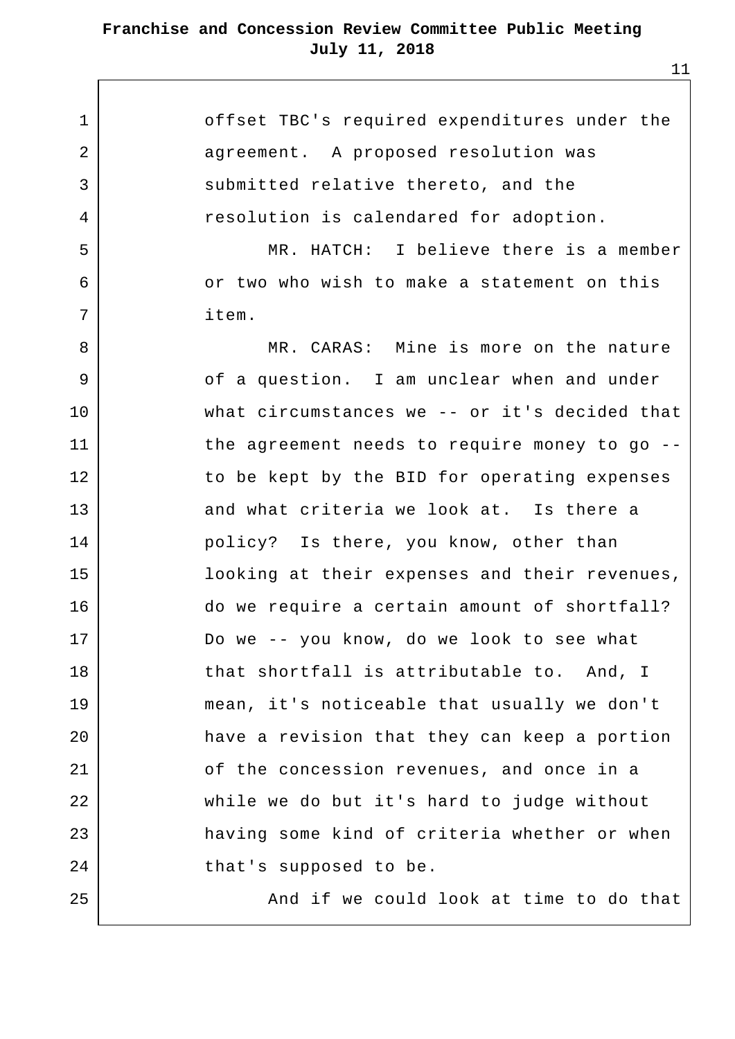offset TBC's required expenditures under the agreement. A proposed resolution was submitted relative thereto, and the resolution is calendared for adoption.

MR. HATCH: I believe there is a member or two who wish to make a statement on this item.

MR. CARAS: Mine is more on the nature of a question. I am unclear when and under what circumstances we -- or it's decided that the agreement needs to require money to go -- to be kept by the BID for operating expenses and what criteria we look at. Is there a policy? Is there, you know, other than looking at their expenses and their revenues, do we require a certain amount of shortfall? Do we -- you know, do we look to see what that shortfall is attributable to. And, I mean, it's noticeable that usually we don't have a revision that they can keep a portion of the concession revenues, and once in a while we do but it's hard to judge without having some kind of criteria whether or when that's supposed to be.

And if we could look at time to do that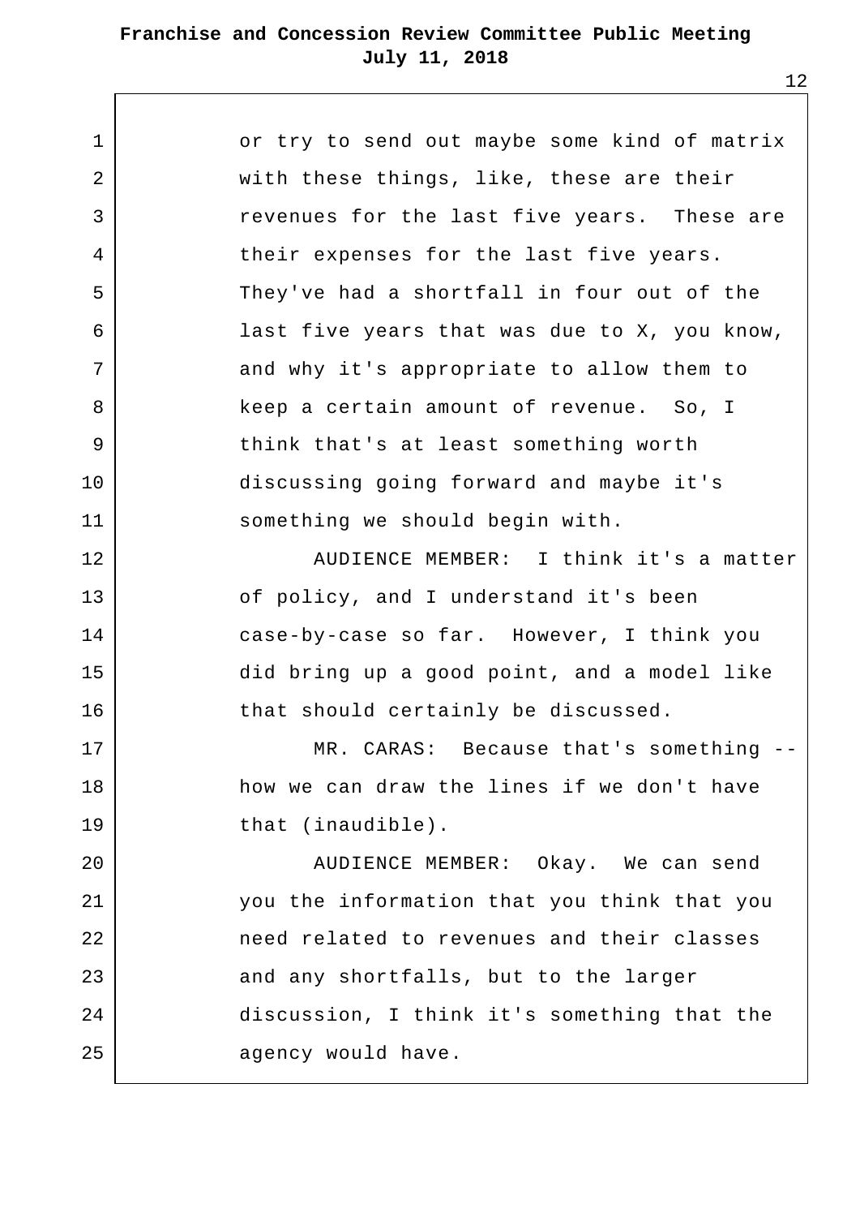or try to send out maybe some kind of matrix with these things, like, these are their revenues for the last five years. These are their expenses for the last five years. They've had a shortfall in four out of the last five years that was due to X, you know, and why it's appropriate to allow them to keep a certain amount of revenue. So, I think that's at least something worth discussing going forward and maybe it's something we should begin with.

AUDIENCE MEMBER: I think it's a matter of policy, and I understand it's been case-by-case so far. However, I think you did bring up a good point, and a model like that should certainly be discussed.

MR. CARAS: Because that's something -- how we can draw the lines if we don't have that (inaudible).

AUDIENCE MEMBER: Okay. We can send you the information that you think that you need related to revenues and their classes and any shortfalls, but to the larger discussion, I think it's something that the agency would have.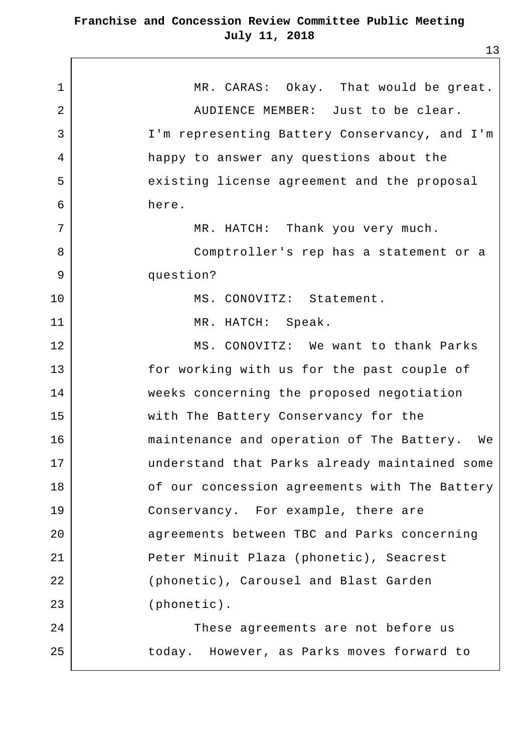MR. CARAS: Okay. That would be great.

AUDIENCE MEMBER: Just to be clear. I'm representing Battery Conservancy, and I'm happy to answer any questions about the existing license agreement and the proposal here.

MR. HATCH: Thank you very much.

Comptroller's rep has a statement or a question?

MS. CONOVITZ: Statement.

MR. HATCH: Speak.

MS. CONOVITZ: We want to thank Parks for working with us for the past couple of weeks concerning the proposed negotiation with The Battery Conservancy for the maintenance and operation of The Battery. We understand that Parks already maintained some of our concession agreements with The Battery Conservancy. For example, there are agreements between TBC and Parks concerning Peter Minuit Plaza (phonetic), Seacrest (phonetic), Carousel and Blast Garden (phonetic).

These agreements are not before us today. However, as Parks moves forward to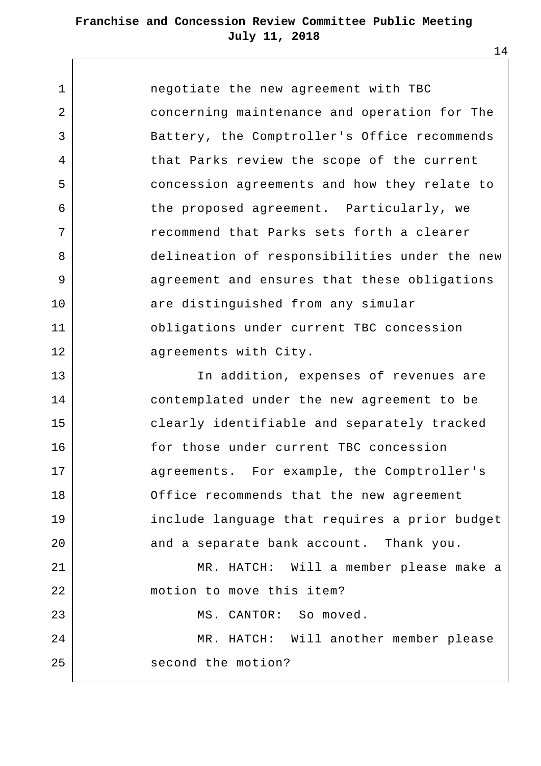negotiate the new agreement with TBC concerning maintenance and operation for The Battery, the Comptroller's Office recommends that Parks review the scope of the current concession agreements and how they relate to the proposed agreement. Particularly, we recommend that Parks sets forth a clearer delineation of responsibilities under the new agreement and ensures that these obligations are distinguished from any simular obligations under current TBC concession agreements with City.

In addition, expenses of revenues are contemplated under the new agreement to be clearly identifiable and separately tracked for those under current TBC concession agreements. For example, the Comptroller's Office recommends that the new agreement include language that requires a prior budget and a separate bank account. Thank you.

MR. HATCH: Will a member please make a motion to move this item?

MS. CANTOR: So moved.

MR. HATCH: Will another member please second the motion?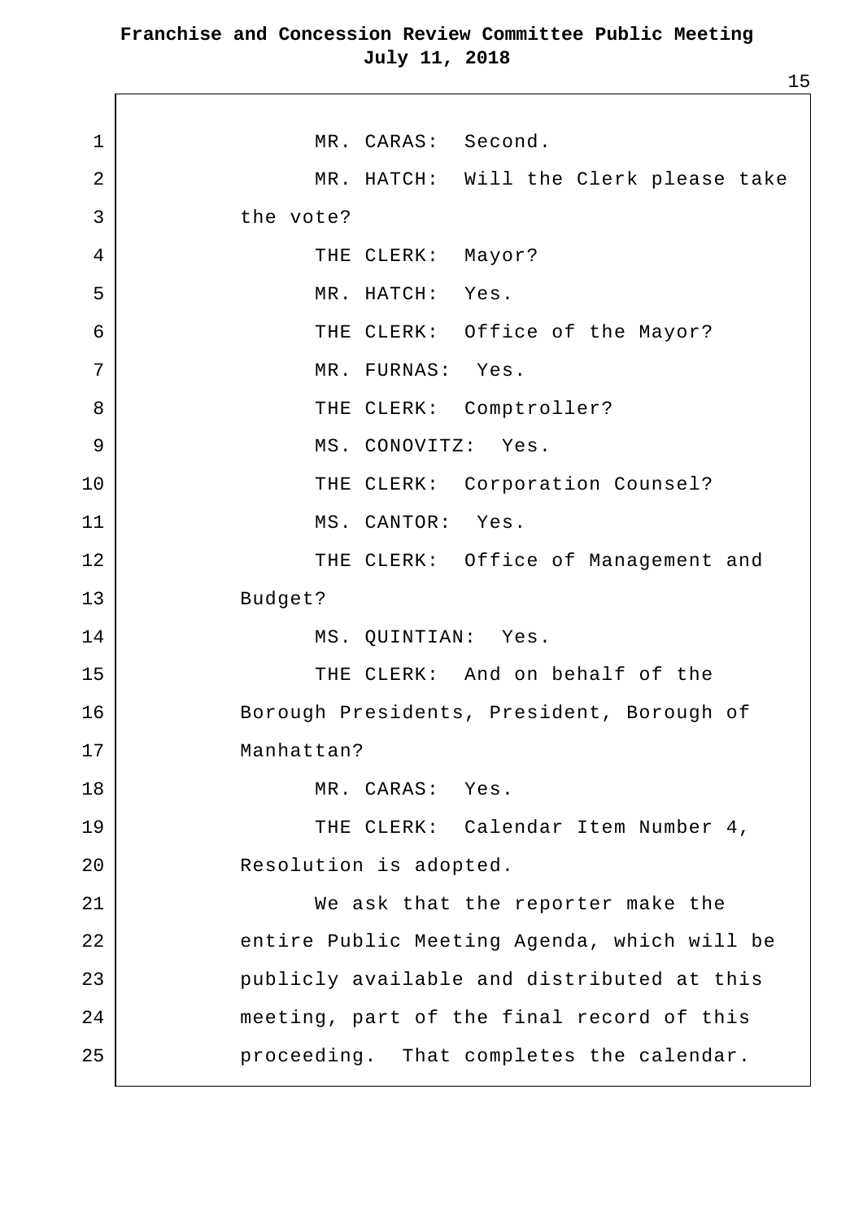MR. CARAS: Second.

MR. HATCH: Will the Clerk please take the vote?

THE CLERK: Mayor?

MR. HATCH: Yes.

THE CLERK: Office of the Mayor?

MR. FURNAS: Yes.

THE CLERK: Comptroller?

MS. CONOVITZ: Yes.

THE CLERK: Corporation Counsel?

MS. CANTOR: Yes.

THE CLERK: Office of Management and Budget?

MS. QUINTIAN: Yes.

THE CLERK: And on behalf of the Borough Presidents, President, Borough of Manhattan?

MR. CARAS: Yes.

THE CLERK: Calendar Item Number 4, Resolution is adopted.

We ask that the reporter make the entire Public Meeting Agenda, which will be publicly available and distributed at this meeting, part of the final record of this proceeding. That completes the calendar.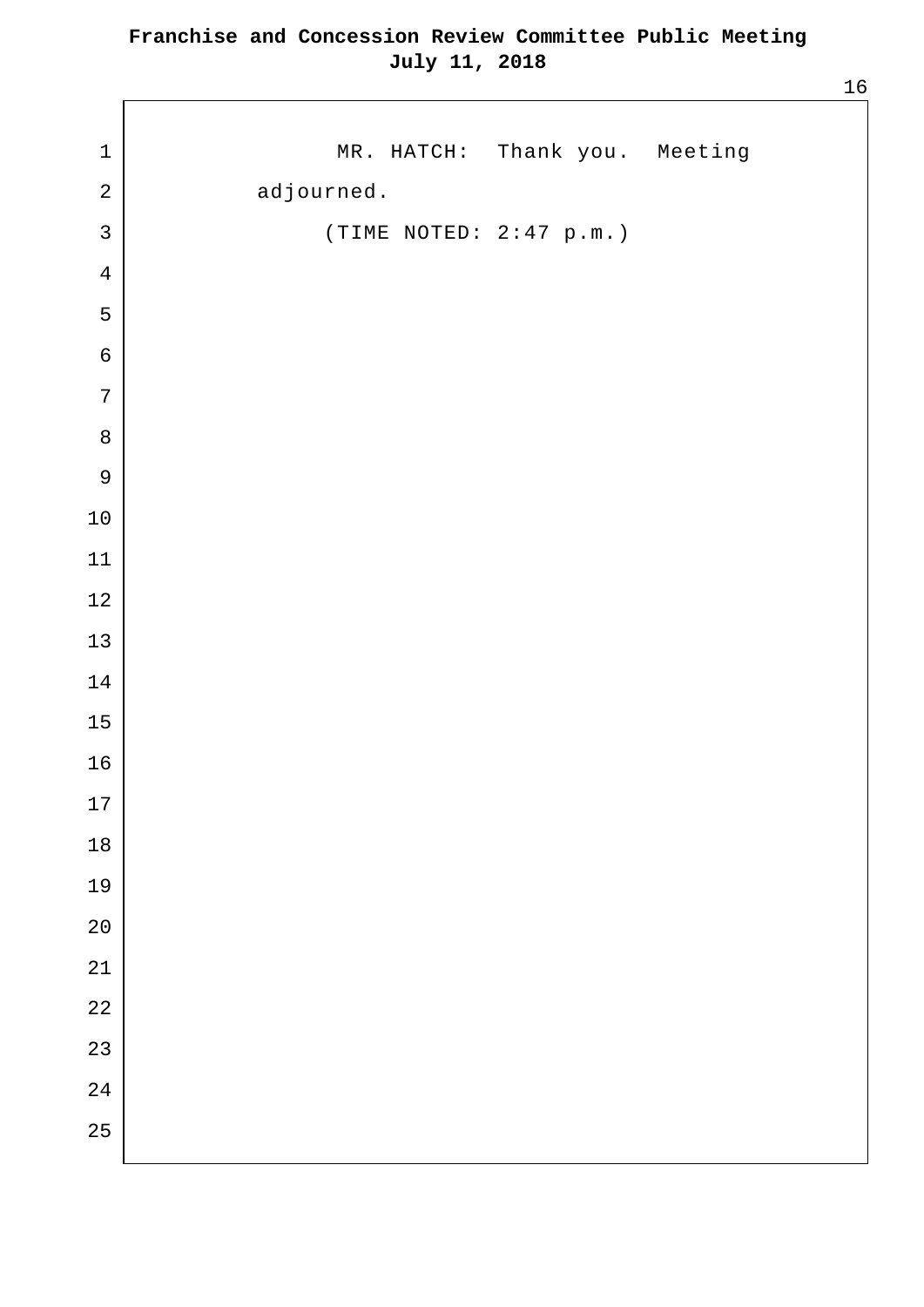MR. HATCH: Thank you. Meeting adjourned.

(TIME NOTED: 2:47 p.m.)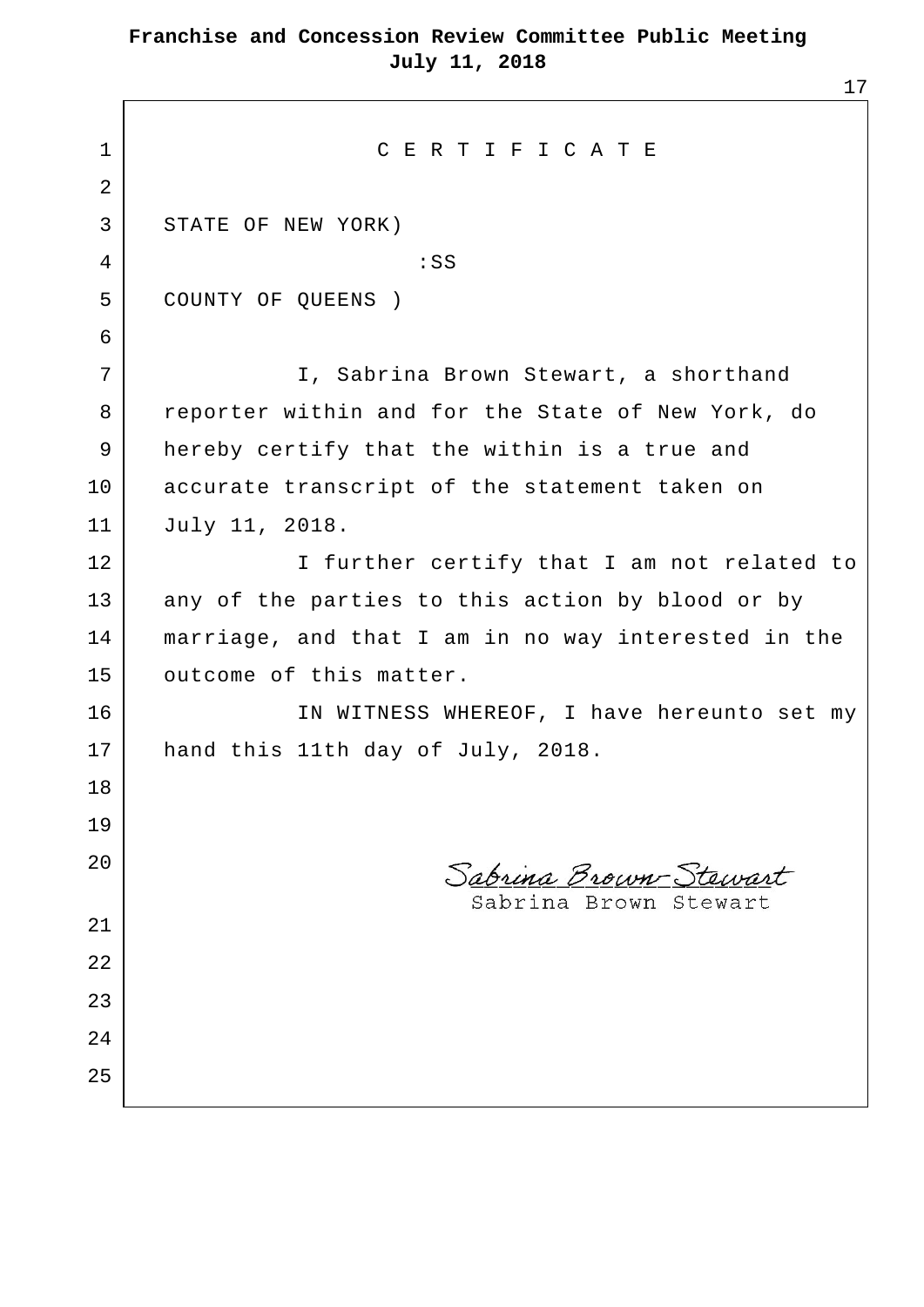# C E R T I F I C A T E

STATE OF NEW YORK)
:SS
COUNTY OF QUEENS )

I, Sabrina Brown Stewart, a shorthand reporter within and for the State of New York, do hereby certify that the within is a true and accurate transcript of the statement taken on July 11, 2018.

I further certify that I am not related to any of the parties to this action by blood or by marriage, and that I am in no way interested in the outcome of this matter.

IN WITNESS WHEREOF, I have hereunto set my hand this 11th day of July, 2018.

*Sabrina Brown-Stewart*
Sabrina Brown Stewart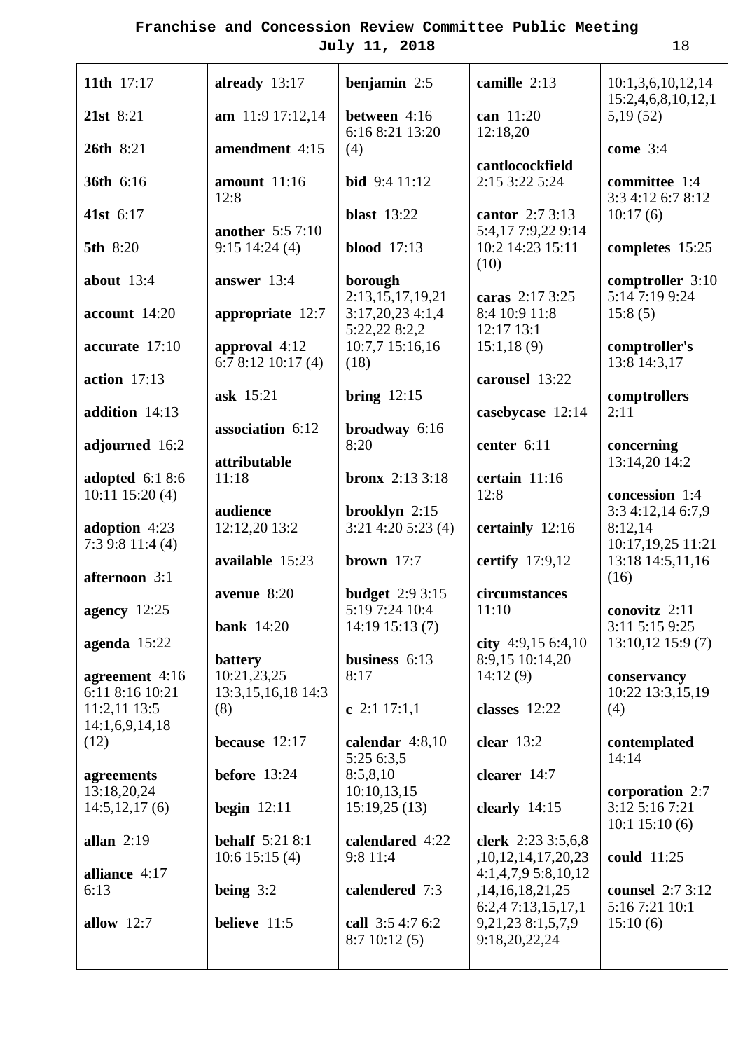**11th** 17:17

**21st** 8:21

**26th** 8:21

**36th** 6:16

**41st** 6:17

**5th** 8:20

**about** 13:4

**account** 14:20

**accurate** 17:10

**action** 17:13

**addition** 14:13

**adjourned** 16:2

**adopted** 6:1 8:6 10:11 15:20 (4)

**adoption** 4:23 7:3 9:8 11:4 (4)

**afternoon** 3:1

**agency** 12:25

**agenda** 15:22

**agreement** 4:16 6:11 8:16 10:21 11:2,11 13:5 14:1,6,9,14,18 (12)

**agreements** 13:18,20,24 14:5,12,17 (6)

**allan** 2:19

**alliance** 4:17 6:13

**allow** 12:7

**already** 13:17

**am** 11:9 17:12,14

**amendment** 4:15

**amount** 11:16 12:8

**another** 5:5 7:10 9:15 14:24 (4)

**answer** 13:4

**appropriate** 12:7

**approval** 4:12 6:7 8:12 10:17 (4)

**ask** 15:21

**association** 6:12

**attributable** 11:18

**audience** 12:12,20 13:2

**available** 15:23

**avenue** 8:20

**bank** 14:20

**battery** 10:21,23,25 13:3,15,16,18 14:3 (8)

**because** 12:17

**before** 13:24

**begin** 12:11

**behalf** 5:21 8:1 10:6 15:15 (4)

**being** 3:2

**believe** 11:5

**benjamin** 2:5

**between** 4:16 6:16 8:21 13:20 (4)

**bid** 9:4 11:12

**blast** 13:22

**blood** 17:13

**borough** 2:13,15,17,19,21 3:17,20,23 4:1,4 5:22,22 8:2,2 10:7,7 15:16,16 (18)

**bring** 12:15

**broadway** 6:16 8:20

**bronx** 2:13 3:18

**brooklyn** 2:15 3:21 4:20 5:23 (4)

**brown** 17:7

**budget** 2:9 3:15 5:19 7:24 10:4 14:19 15:13 (7)

**business** 6:13 8:17

**c** 2:1 17:1,1

**calendar** 4:8,10 5:25 6:3,5 8:5,8,10 10:10,13,15 15:19,25 (13)

**calendared** 4:22 9:8 11:4

**calendered** 7:3

**call** 3:5 4:7 6:2 8:7 10:12 (5)

**camille** 2:13

**can** 11:20 12:18,20

**cantlocockfield** 2:15 3:22 5:24

**cantor** 2:7 3:13 5:4,17 7:9,22 9:14 10:2 14:23 15:11 (10)

**caras** 2:17 3:25 8:4 10:9 11:8 12:17 13:1 15:1,18 (9)

**carousel** 13:22

**casebycase** 12:14

**center** 6:11

**certain** 11:16 12:8

**certainly** 12:16

**certify** 17:9,12

**circumstances** 11:10

**city** 4:9,15 6:4,10 8:9,15 10:14,20 14:12 (9)

**classes** 12:22

**clear** 13:2

**clearer** 14:7

**clearly** 14:15

**clerk** 2:23 3:5,6,8,10,12,14,17,20,23 4:1,4,7,9 5:8,10,12,14,16,18,21,25 6:2,4 7:13,15,17,19,21,23 8:1,5,7,9 9:18,20,22,24 10:1,3,6,10,12,14 15:2,4,6,8,10,12,15,19 (52)

**come** 3:4

**committee** 1:4 3:3 4:12 6:7 8:12 10:17 (6)

**completes** 15:25

**comptroller** 3:10 5:14 7:19 9:24 15:8 (5)

**comptroller's** 13:8 14:3,17

**comptrollers** 2:11

**concerning** 13:14,20 14:2

**concession** 1:4 3:3 4:12,14 6:7,9 8:12,14 10:17,19,25 11:21 13:18 14:5,11,16 (16)

**conovitz** 2:11 3:11 5:15 9:25 13:10,12 15:9 (7)

**conservancy** 10:22 13:3,15,19 (4)

**contemplated** 14:14

**corporation** 2:7 3:12 5:16 7:21 10:1 15:10 (6)

**could** 11:25

**counsel** 2:7 3:12 5:16 7:21 10:1 15:10 (6)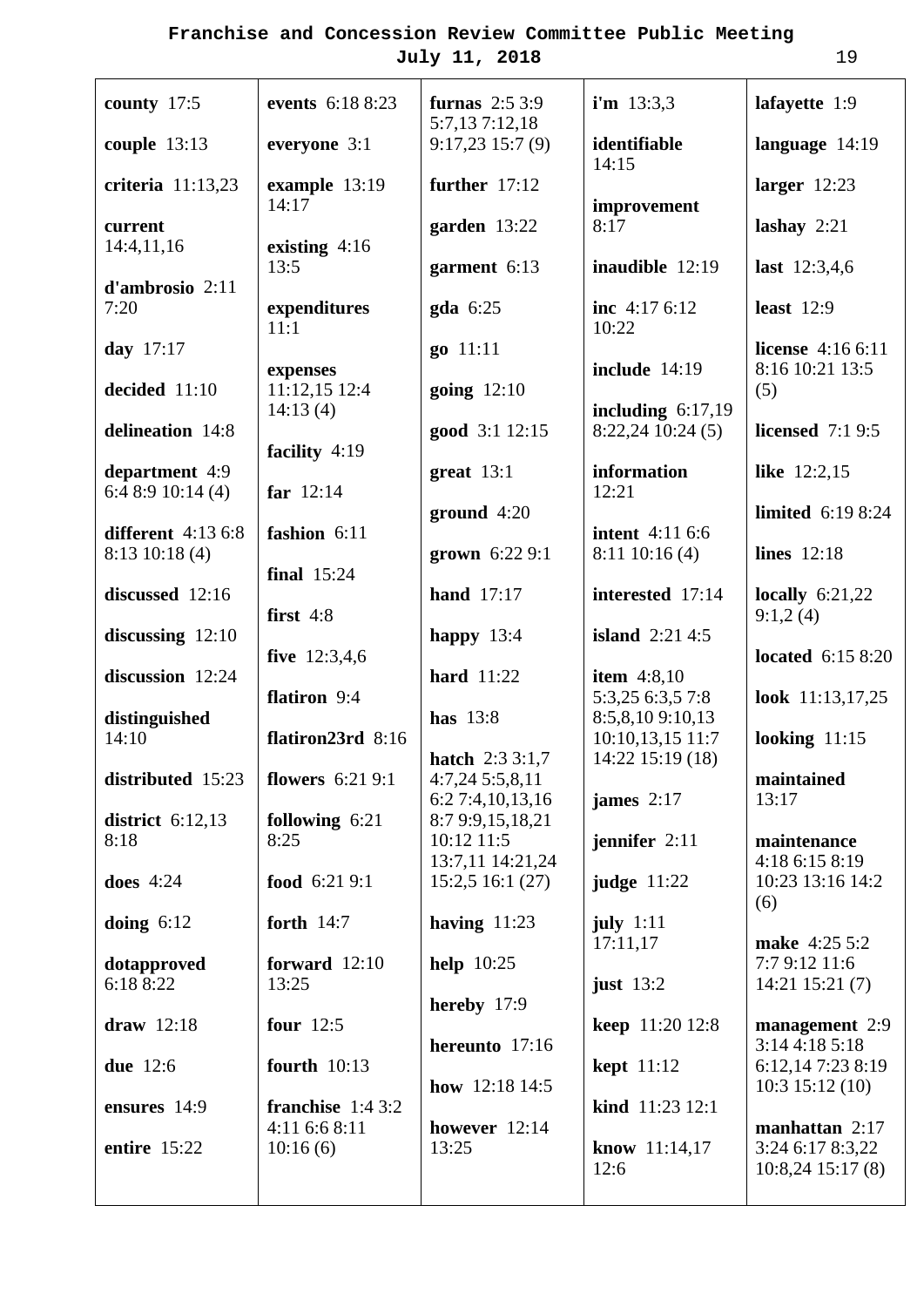**Franchise and Concession Review Committee Public Meeting**
**July 11, 2018**

**county** 17:5

**couple** 13:13

**criteria** 11:13,23

**current** 14:4,11,16

**d'ambrosio** 2:11 7:20

**day** 17:17

**decided** 11:10

**delineation** 14:8

**department** 4:9 6:4 8:9 10:14 (4)

**different** 4:13 6:8 8:13 10:18 (4)

**discussed** 12:16

**discussing** 12:10

**discussion** 12:24

**distinguished** 14:10

**distributed** 15:23

**district** 6:12,13 8:18

**does** 4:24

**doing** 6:12

**dotapproved** 6:18 8:22

**draw** 12:18

**due** 12:6

**ensures** 14:9

**entire** 15:22

**events** 6:18 8:23

**everyone** 3:1

**example** 13:19 14:17

**existing** 4:16 13:5

**expenditures** 11:1

**expenses** 11:12,15 12:4 14:13 (4)

**facility** 4:19

**far** 12:14

**fashion** 6:11

**final** 15:24

**first** 4:8

**five** 12:3,4,6

**flatiron** 9:4

**flatiron23rd** 8:16

**flowers** 6:21 9:1

**following** 6:21 8:25

**food** 6:21 9:1

**forth** 14:7

**forward** 12:10 13:25

**four** 12:5

**fourth** 10:13

**franchise** 1:4 3:2 4:11 6:6 8:11 10:16 (6)

**furnas** 2:5 3:9 5:7,13 7:12,18 9:17,23 15:7 (9)

**further** 17:12

**garden** 13:22

**garment** 6:13

**gda** 6:25

**go** 11:11

**going** 12:10

**good** 3:1 12:15

**great** 13:1

**ground** 4:20

**grown** 6:22 9:1

**hand** 17:17

**happy** 13:4

**hard** 11:22

**has** 13:8

**hatch** 2:3 3:1,7 4:7,24 5:5,8,11 6:2 7:4,10,13,16 8:7 9:9,15,18,21 10:12 11:5 13:7,11 14:21,24 15:2,5 16:1 (27)

**having** 11:23

**help** 10:25

**hereby** 17:9

**hereunto** 17:16

**how** 12:18 14:5

**however** 12:14 13:25

**i'm** 13:3,3

**identifiable** 14:15

**improvement** 8:17

**inaudible** 12:19

**inc** 4:17 6:12 10:22

**include** 14:19

**including** 6:17,19 8:22,24 10:24 (5)

**information** 12:21

**intent** 4:11 6:6 8:11 10:16 (4)

**interested** 17:14

**island** 2:21 4:5

**item** 4:8,10 5:3,25 6:3,5 7:8 8:5,8,10 9:10,13 10:10,13,15 11:7 14:22 15:19 (18)

**james** 2:17

**jennifer** 2:11

**judge** 11:22

**july** 1:11 17:11,17

**just** 13:2

**keep** 11:20 12:8

**kept** 11:12

**kind** 11:23 12:1

**know** 11:14,17 12:6

**lafayette** 1:9

**language** 14:19

**larger** 12:23

**lashay** 2:21

**last** 12:3,4,6

**least** 12:9

**license** 4:16 6:11 8:16 10:21 13:5 (5)

**licensed** 7:1 9:5

**like** 12:2,15

**limited** 6:19 8:24

**lines** 12:18

**locally** 6:21,22 9:1,2 (4)

**located** 6:15 8:20

**look** 11:13,17,25

**looking** 11:15

**maintained** 13:17

**maintenance** 4:18 6:15 8:19 10:23 13:16 14:2 (6)

**make** 4:25 5:2 7:7 9:12 11:6 14:21 15:21 (7)

**management** 2:9 3:14 4:18 5:18 6:12,14 7:23 8:19 10:3 15:12 (10)

**manhattan** 2:17 3:24 6:17 8:3,22 10:8,24 15:17 (8)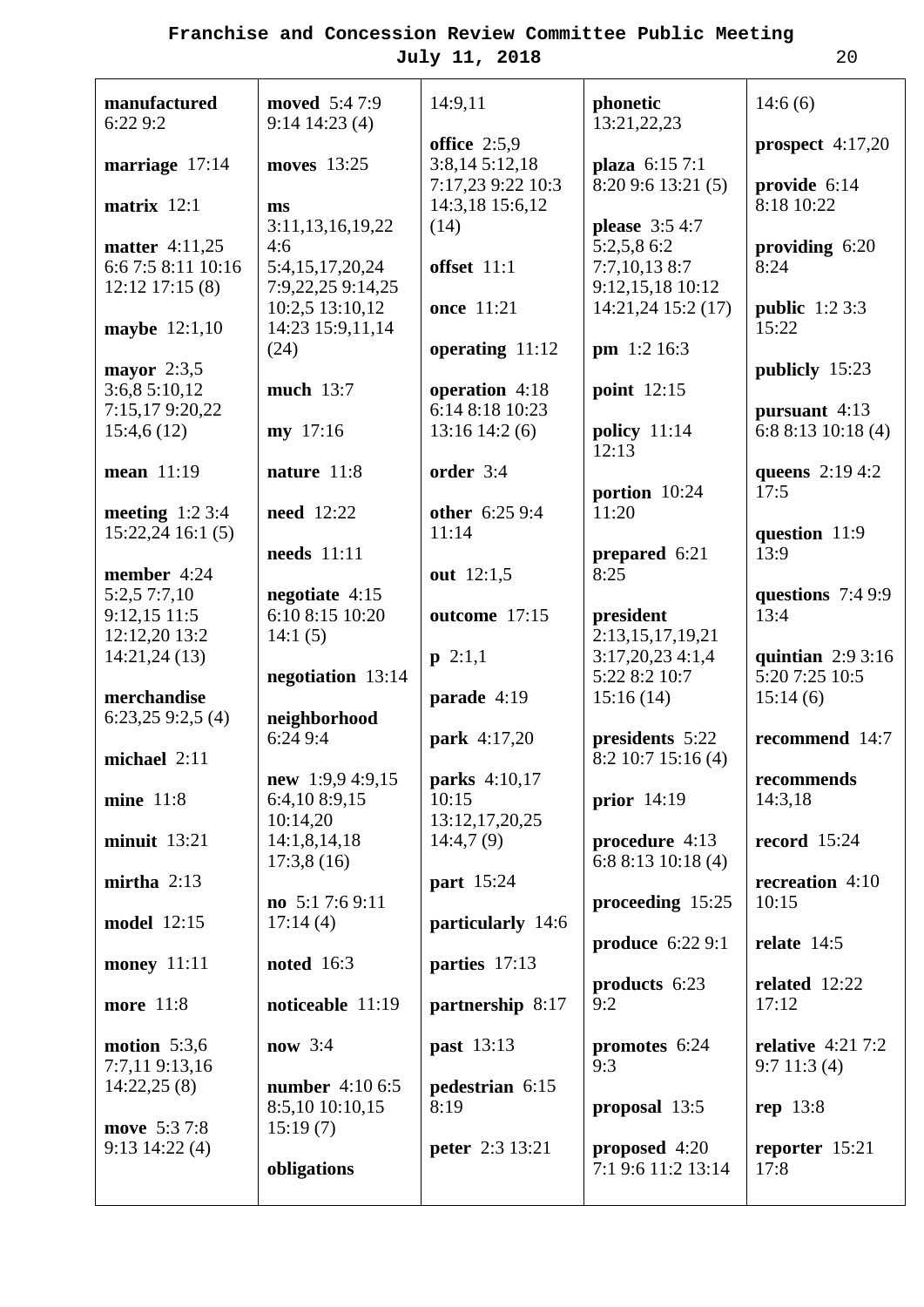**manufactured** 6:22 9:2

**marriage** 17:14

**matrix** 12:1

**matter** 4:11,25 6:6 7:5 8:11 10:16 12:12 17:15 (8)

**maybe** 12:1,10

**mayor** 2:3,5 3:6,8 5:10,12 7:15,17 9:20,22 15:4,6 (12)

**mean** 11:19

**meeting** 1:2 3:4 15:22,24 16:1 (5)

**member** 4:24 5:2,5 7:7,10 9:12,15 11:5 12:12,20 13:2 14:21,24 (13)

**merchandise** 6:23,25 9:2,5 (4)

**michael** 2:11

**mine** 11:8

**minuit** 13:21

**mirtha** 2:13

**model** 12:15

**money** 11:11

**more** 11:8

**motion** 5:3,6 7:7,11 9:13,16 14:22,25 (8)

**move** 5:3 7:8 9:13 14:22 (4)

**moved** 5:4 7:9 9:14 14:23 (4)

**moves** 13:25

**ms** 3:11,13,16,19,22 4:6 5:4,15,17,20,24 7:9,22,25 9:14,25 10:2,5 13:10,12 14:23 15:9,11,14 (24)

**much** 13:7

**my** 17:16

**nature** 11:8

**need** 12:22

**needs** 11:11

**negotiate** 4:15 6:10 8:15 10:20 14:1 (5)

**negotiation** 13:14

**neighborhood** 6:24 9:4

**new** 1:9,9 4:9,15 6:4,10 8:9,15 10:14,20 14:1,8,14,18 17:3,8 (16)

**no** 5:1 7:6 9:11 17:14 (4)

**noted** 16:3

**noticeable** 11:19

**now** 3:4

**number** 4:10 6:5 8:5,10 10:10,15 15:19 (7)

**obligations** 14:9,11

**office** 2:5,9 3:8,14 5:12,18 7:17,23 9:22 10:3 14:3,18 15:6,12 (14)

**offset** 11:1

**once** 11:21

**operating** 11:12

**operation** 4:18 6:14 8:18 10:23 13:16 14:2 (6)

**order** 3:4

**other** 6:25 9:4 11:14

**out** 12:1,5

**outcome** 17:15

**p** 2:1,1

**parade** 4:19

**park** 4:17,20

**parks** 4:10,17 10:15 13:12,17,20,25 14:4,7 (9)

**part** 15:24

**particularly** 14:6

**parties** 17:13

**partnership** 8:17

**past** 13:13

**pedestrian** 6:15 8:19

**peter** 2:3 13:21

**phonetic** 13:21,22,23

**plaza** 6:15 7:1 8:20 9:6 13:21 (5)

**please** 3:5 4:7 5:2,5,8 6:2 7:7,10,13 8:7 9:12,15,18 10:12 14:21,24 15:2 (17)

**pm** 1:2 16:3

**point** 12:15

**policy** 11:14 12:13

**portion** 10:24 11:20

**prepared** 6:21 8:25

**president** 2:13,15,17,19,21 3:17,20,23 4:1,4 5:22 8:2 10:7 15:16 (14)

**presidents** 5:22 8:2 10:7 15:16 (4)

**prior** 14:19

**procedure** 4:13 6:8 8:13 10:18 (4)

**proceeding** 15:25

**produce** 6:22 9:1

**products** 6:23 9:2

**promotes** 6:24 9:3

**proposal** 13:5

**proposed** 4:20 7:1 9:6 11:2 13:14 14:6 (6)

**prospect** 4:17,20

**provide** 6:14 8:18 10:22

**providing** 6:20 8:24

**public** 1:2 3:3 15:22

**publicly** 15:23

**pursuant** 4:13 6:8 8:13 10:18 (4)

**queens** 2:19 4:2 17:5

**question** 11:9 13:9

**questions** 7:4 9:9 13:4

**quintian** 2:9 3:16 5:20 7:25 10:5 15:14 (6)

**recommend** 14:7

**recommends** 14:3,18

**record** 15:24

**recreation** 4:10 10:15

**relate** 14:5

**related** 12:22 17:12

**relative** 4:21 7:2 9:7 11:3 (4)

**rep** 13:8

**reporter** 15:21 17:8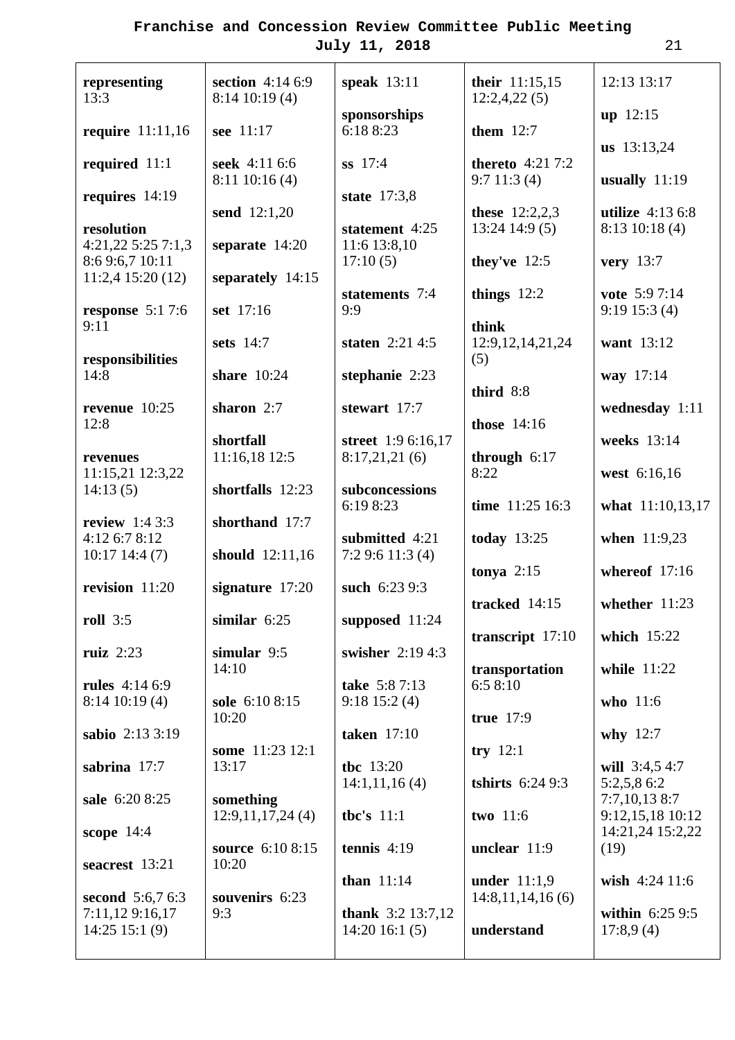**representing** 13:3

**require** 11:11,16

**required** 11:1

**requires** 14:19

**resolution** 4:21,22 5:25 7:1,3 8:6 9:6,7 10:11 11:2,4 15:20 (12)

**response** 5:1 7:6 9:11

**responsibilities** 14:8

**revenue** 10:25 12:8

**revenues** 11:15,21 12:3,22 14:13 (5)

**review** 1:4 3:3 4:12 6:7 8:12 10:17 14:4 (7)

**revision** 11:20

**roll** 3:5

**ruiz** 2:23

**rules** 4:14 6:9 8:14 10:19 (4)

**sabio** 2:13 3:19

**sabrina** 17:7

**sale** 6:20 8:25

**scope** 14:4

**seacrest** 13:21

**second** 5:6,7 6:3 7:11,12 9:16,17 14:25 15:1 (9)

**section** 4:14 6:9 8:14 10:19 (4)

**see** 11:17

**seek** 4:11 6:6 8:11 10:16 (4)

**send** 12:1,20

**separate** 14:20

**separately** 14:15

**set** 17:16

**sets** 14:7

**share** 10:24

**sharon** 2:7

**shortfall** 11:16,18 12:5

**shortfalls** 12:23

**shorthand** 17:7

**should** 12:11,16

**signature** 17:20

**similar** 6:25

**simular** 9:5 14:10

**sole** 6:10 8:15 10:20

**some** 11:23 12:1 13:17

**something** 12:9,11,17,24 (4)

**source** 6:10 8:15 10:20

**souvenirs** 6:23 9:3

**speak** 13:11

**sponsorships** 6:18 8:23

**ss** 17:4

**state** 17:3,8

**statement** 4:25 11:6 13:8,10 17:10 (5)

**statements** 7:4 9:9

**staten** 2:21 4:5

**stephanie** 2:23

**stewart** 17:7

**street** 1:9 6:16,17 8:17,21,21 (6)

**subconcessions** 6:19 8:23

**submitted** 4:21 7:2 9:6 11:3 (4)

**such** 6:23 9:3

**supposed** 11:24

**swisher** 2:19 4:3

**take** 5:8 7:13 9:18 15:2 (4)

**taken** 17:10

**tbc** 13:20 14:1,11,16 (4)

**tbc's** 11:1

**tennis** 4:19

**than** 11:14

**thank** 3:2 13:7,12 14:20 16:1 (5)

**their** 11:15,15 12:2,4,22 (5)

**them** 12:7

**thereto** 4:21 7:2 9:7 11:3 (4)

**these** 12:2,2,3 13:24 14:9 (5)

**they've** 12:5

**things** 12:2

**think** 12:9,12,14,21,24 (5)

**third** 8:8

**those** 14:16

**through** 6:17 8:22

**time** 11:25 16:3

**today** 13:25

**tonya** 2:15

**tracked** 14:15

**transcript** 17:10

**transportation** 6:5 8:10

**true** 17:9

**try** 12:1

**tshirts** 6:24 9:3

**two** 11:6

**unclear** 11:9

**under** 11:1,9 14:8,11,14,16 (6)

**understand**

12:13 13:17

**up** 12:15

**us** 13:13,24

**usually** 11:19

**utilize** 4:13 6:8 8:13 10:18 (4)

**very** 13:7

**vote** 5:9 7:14 9:19 15:3 (4)

**want** 13:12

**way** 17:14

**wednesday** 1:11

**weeks** 13:14

**west** 6:16,16

**what** 11:10,13,17

**when** 11:9,23

**whereof** 17:16

**whether** 11:23

**which** 15:22

**while** 11:22

**who** 11:6

**why** 12:7

**will** 3:4,5 4:7 5:2,5,8 6:2 7:7,10,13 8:7 9:12,15,18 10:12 14:21,24 15:2,22 (19)

**wish** 4:24 11:6

**within** 6:25 9:5 17:8,9 (4)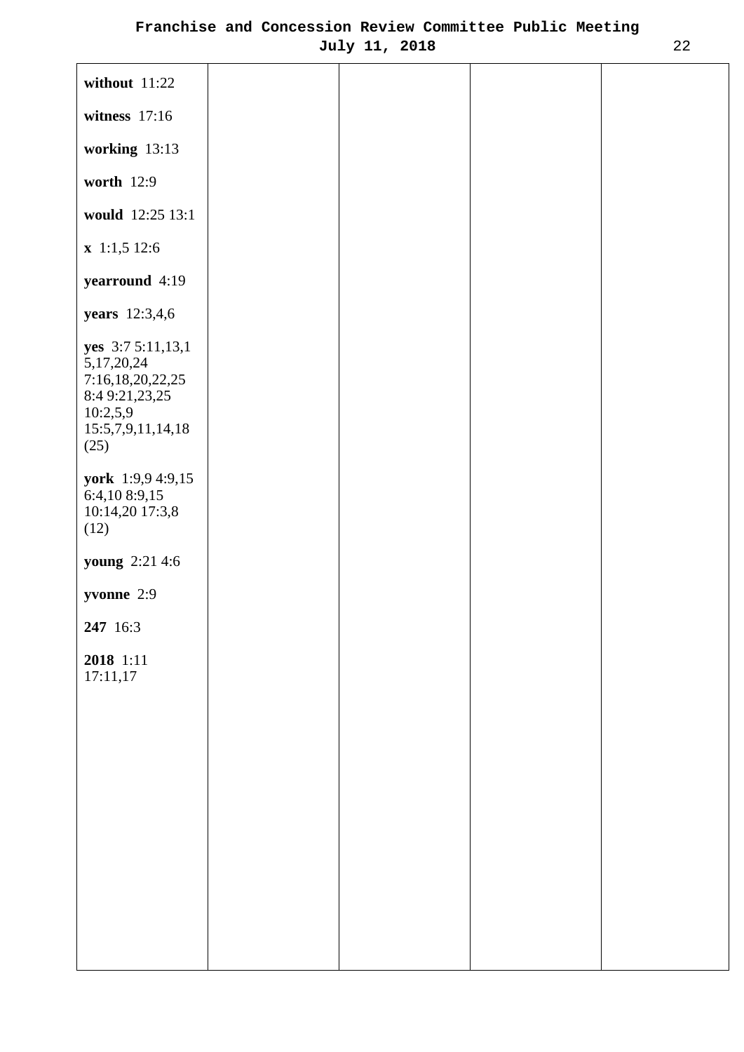**without** 11:22

**witness** 17:16

**working** 13:13

**worth** 12:9

**would** 12:25 13:1

**x** 1:1,5 12:6

**yearround** 4:19

**years** 12:3,4,6

**yes** 3:7 5:11,13,15,17,20,24 7:16,18,20,22,25 8:4 9:21,23,25 10:2,5,9 15:5,7,9,11,14,18 (25)

**york** 1:9,9 4:9,15 6:4,10 8:9,15 10:14,20 17:3,8 (12)

**young** 2:21 4:6

**yvonne** 2:9

**247** 16:3

**2018** 1:11 17:11,17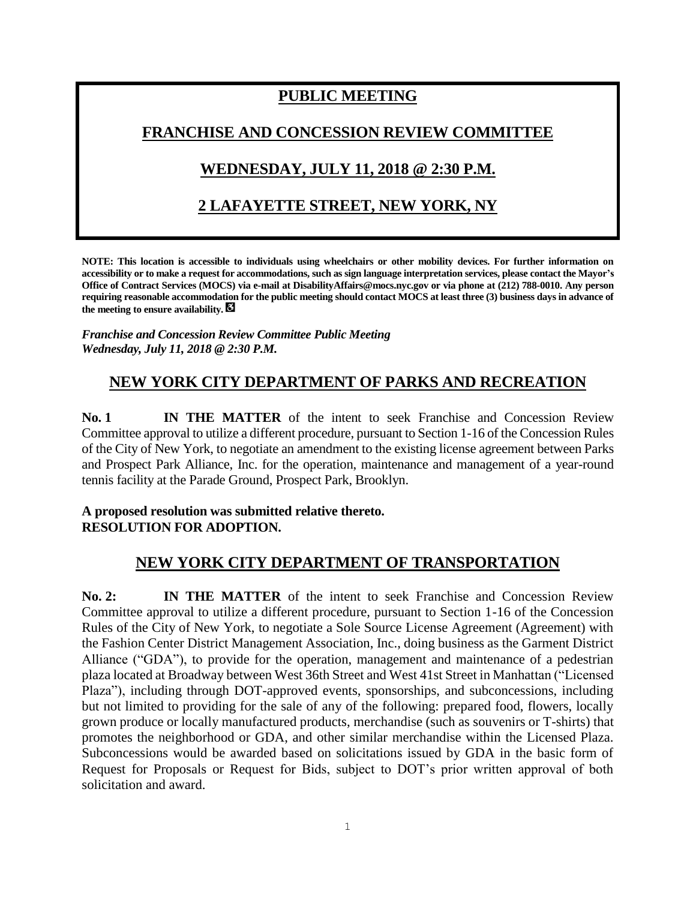# PUBLIC MEETING

## FRANCHISE AND CONCESSION REVIEW COMMITTEE

## WEDNESDAY, JULY 11, 2018 @ 2:30 P.M.

## 2 LAFAYETTE STREET, NEW YORK, NY

**NOTE: This location is accessible to individuals using wheelchairs or other mobility devices. For further information on accessibility or to make a request for accommodations, such as sign language interpretation services, please contact the Mayor's Office of Contract Services (MOCS) via e-mail at DisabilityAffairs@mocs.nyc.gov or via phone at (212) 788-0010. Any person requiring reasonable accommodation for the public meeting should contact MOCS at least three (3) business days in advance of the meeting to ensure availability.**

***Franchise and Concession Review Committee Public Meeting***
***Wednesday, July 11, 2018 @ 2:30 P.M.***

## NEW YORK CITY DEPARTMENT OF PARKS AND RECREATION

**No. 1** **IN THE MATTER** of the intent to seek Franchise and Concession Review Committee approval to utilize a different procedure, pursuant to Section 1-16 of the Concession Rules of the City of New York, to negotiate an amendment to the existing license agreement between Parks and Prospect Park Alliance, Inc. for the operation, maintenance and management of a year-round tennis facility at the Parade Ground, Prospect Park, Brooklyn.

**A proposed resolution was submitted relative thereto.**
**RESOLUTION FOR ADOPTION.**

## NEW YORK CITY DEPARTMENT OF TRANSPORTATION

**No. 2:** **IN THE MATTER** of the intent to seek Franchise and Concession Review Committee approval to utilize a different procedure, pursuant to Section 1-16 of the Concession Rules of the City of New York, to negotiate a Sole Source License Agreement (Agreement) with the Fashion Center District Management Association, Inc., doing business as the Garment District Alliance ("GDA"), to provide for the operation, management and maintenance of a pedestrian plaza located at Broadway between West 36th Street and West 41st Street in Manhattan ("Licensed Plaza"), including through DOT-approved events, sponsorships, and subconcessions, including but not limited to providing for the sale of any of the following: prepared food, flowers, locally grown produce or locally manufactured products, merchandise (such as souvenirs or T-shirts) that promotes the neighborhood or GDA, and other similar merchandise within the Licensed Plaza. Subconcessions would be awarded based on solicitations issued by GDA in the basic form of Request for Proposals or Request for Bids, subject to DOT's prior written approval of both solicitation and award.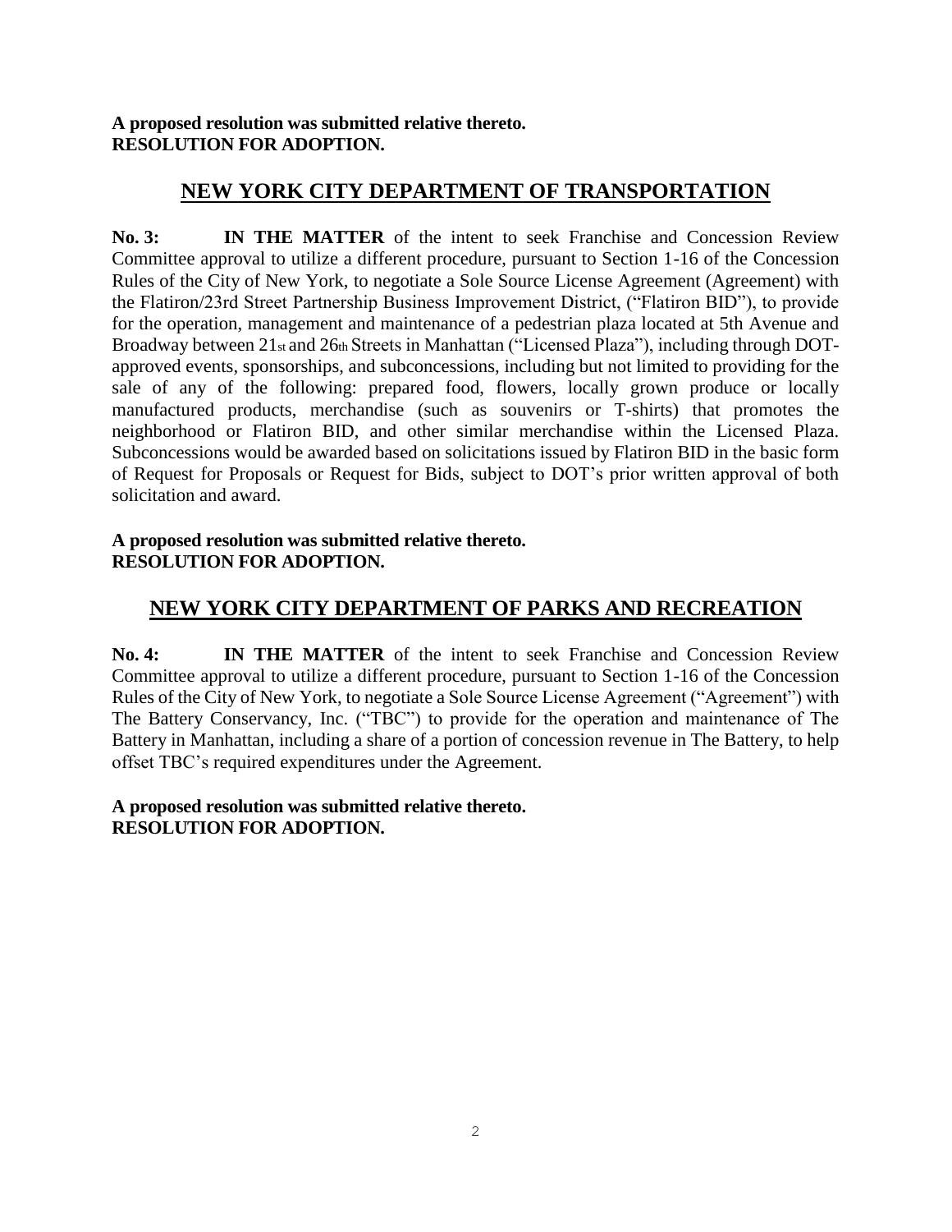**A proposed resolution was submitted relative thereto.**
**RESOLUTION FOR ADOPTION.**

## NEW YORK CITY DEPARTMENT OF TRANSPORTATION

**No. 3:** **IN THE MATTER** of the intent to seek Franchise and Concession Review Committee approval to utilize a different procedure, pursuant to Section 1-16 of the Concession Rules of the City of New York, to negotiate a Sole Source License Agreement (Agreement) with the Flatiron/23rd Street Partnership Business Improvement District, ("Flatiron BID"), to provide for the operation, management and maintenance of a pedestrian plaza located at 5th Avenue and Broadway between 21st and 26th Streets in Manhattan ("Licensed Plaza"), including through DOT-approved events, sponsorships, and subconcessions, including but not limited to providing for the sale of any of the following: prepared food, flowers, locally grown produce or locally manufactured products, merchandise (such as souvenirs or T-shirts) that promotes the neighborhood or Flatiron BID, and other similar merchandise within the Licensed Plaza. Subconcessions would be awarded based on solicitations issued by Flatiron BID in the basic form of Request for Proposals or Request for Bids, subject to DOT's prior written approval of both solicitation and award.

**A proposed resolution was submitted relative thereto.**
**RESOLUTION FOR ADOPTION.**

## NEW YORK CITY DEPARTMENT OF PARKS AND RECREATION

**No. 4:** **IN THE MATTER** of the intent to seek Franchise and Concession Review Committee approval to utilize a different procedure, pursuant to Section 1-16 of the Concession Rules of the City of New York, to negotiate a Sole Source License Agreement ("Agreement") with The Battery Conservancy, Inc. ("TBC") to provide for the operation and maintenance of The Battery in Manhattan, including a share of a portion of concession revenue in The Battery, to help offset TBC's required expenditures under the Agreement.

**A proposed resolution was submitted relative thereto.**
**RESOLUTION FOR ADOPTION.**